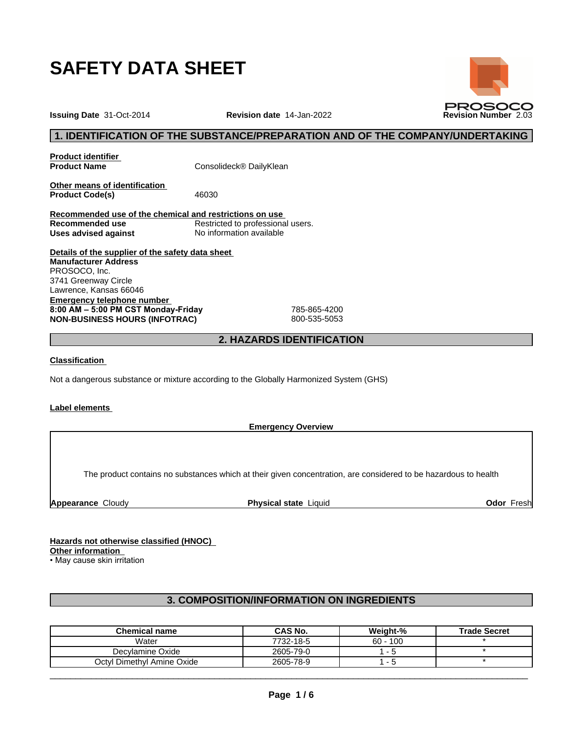# SAFETY DATA SHEET

**Issuing Date** 31-Oct-2014 **Revision date** 14-Jan-2022 **Revision Number** 2.03

## 1. IDENTIFICATION OF THE SUBSTANCE/PREPARATION AND OF THE COMPANY/UNDERTAKING

**Product identifier**

**Product Name** Consolideck® DailyKlean

**Other means of identification**

**Product Code(s)** 46030

**Recommended use of the chemical and restrictions on use**

**Recommended use** Restricted to professional users.

**Uses advised against** No information available

**Details of the supplier of the safety data sheet**

**Manufacturer Address**

PROSOCO, Inc.
3741 Greenway Circle
Lawrence, Kansas 66046

**Emergency telephone number**

**8:00 AM – 5:00 PM CST Monday-Friday** 785-865-4200

**NON-BUSINESS HOURS (INFOTRAC)** 800-535-5053

## 2. HAZARDS IDENTIFICATION

**Classification**

Not a dangerous substance or mixture according to the Globally Harmonized System (GHS)

**Label elements**

**Emergency Overview**

The product contains no substances which at their given concentration, are considered to be hazardous to health

**Appearance** Cloudy **Physical state** Liquid **Odor** Fresh

**Hazards not otherwise classified (HNOC)**

**Other information**

• May cause skin irritation

## 3. COMPOSITION/INFORMATION ON INGREDIENTS

| Chemical name | CAS No. | Weight-% | Trade Secret |
|---|---|---|---|
| Water | 7732-18-5 | 60 - 100 | * |
| Decylamine Oxide | 2605-79-0 | 1 - 5 | * |
| Octyl Dimethyl Amine Oxide | 2605-78-9 | 1 - 5 | * |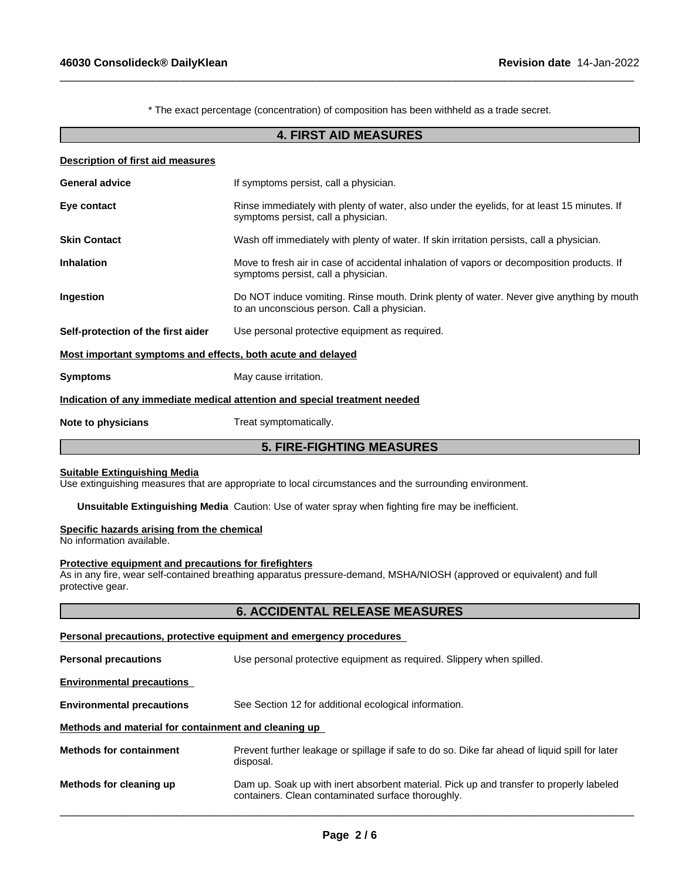\* The exact percentage (concentration) of composition has been withheld as a trade secret.

## 4. FIRST AID MEASURES

**Description of first aid measures**

**General advice** If symptoms persist, call a physician.

**Eye contact** Rinse immediately with plenty of water, also under the eyelids, for at least 15 minutes. If symptoms persist, call a physician.

**Skin Contact** Wash off immediately with plenty of water. If skin irritation persists, call a physician.

**Inhalation** Move to fresh air in case of accidental inhalation of vapors or decomposition products. If symptoms persist, call a physician.

**Ingestion** Do NOT induce vomiting. Rinse mouth. Drink plenty of water. Never give anything by mouth to an unconscious person. Call a physician.

**Self-protection of the first aider** Use personal protective equipment as required.

**Most important symptoms and effects, both acute and delayed**

**Symptoms** May cause irritation.

**Indication of any immediate medical attention and special treatment needed**

**Note to physicians** Treat symptomatically.

## 5. FIRE-FIGHTING MEASURES

**Suitable Extinguishing Media**
Use extinguishing measures that are appropriate to local circumstances and the surrounding environment.

**Unsuitable Extinguishing Media** Caution: Use of water spray when fighting fire may be inefficient.

**Specific hazards arising from the chemical**
No information available.

**Protective equipment and precautions for firefighters**
As in any fire, wear self-contained breathing apparatus pressure-demand, MSHA/NIOSH (approved or equivalent) and full protective gear.

## 6. ACCIDENTAL RELEASE MEASURES

**Personal precautions, protective equipment and emergency procedures**

**Personal precautions** Use personal protective equipment as required. Slippery when spilled.

**Environmental precautions**

**Environmental precautions** See Section 12 for additional ecological information.

**Methods and material for containment and cleaning up**

**Methods for containment** Prevent further leakage or spillage if safe to do so. Dike far ahead of liquid spill for later disposal.

**Methods for cleaning up** Dam up. Soak up with inert absorbent material. Pick up and transfer to properly labeled containers. Clean contaminated surface thoroughly.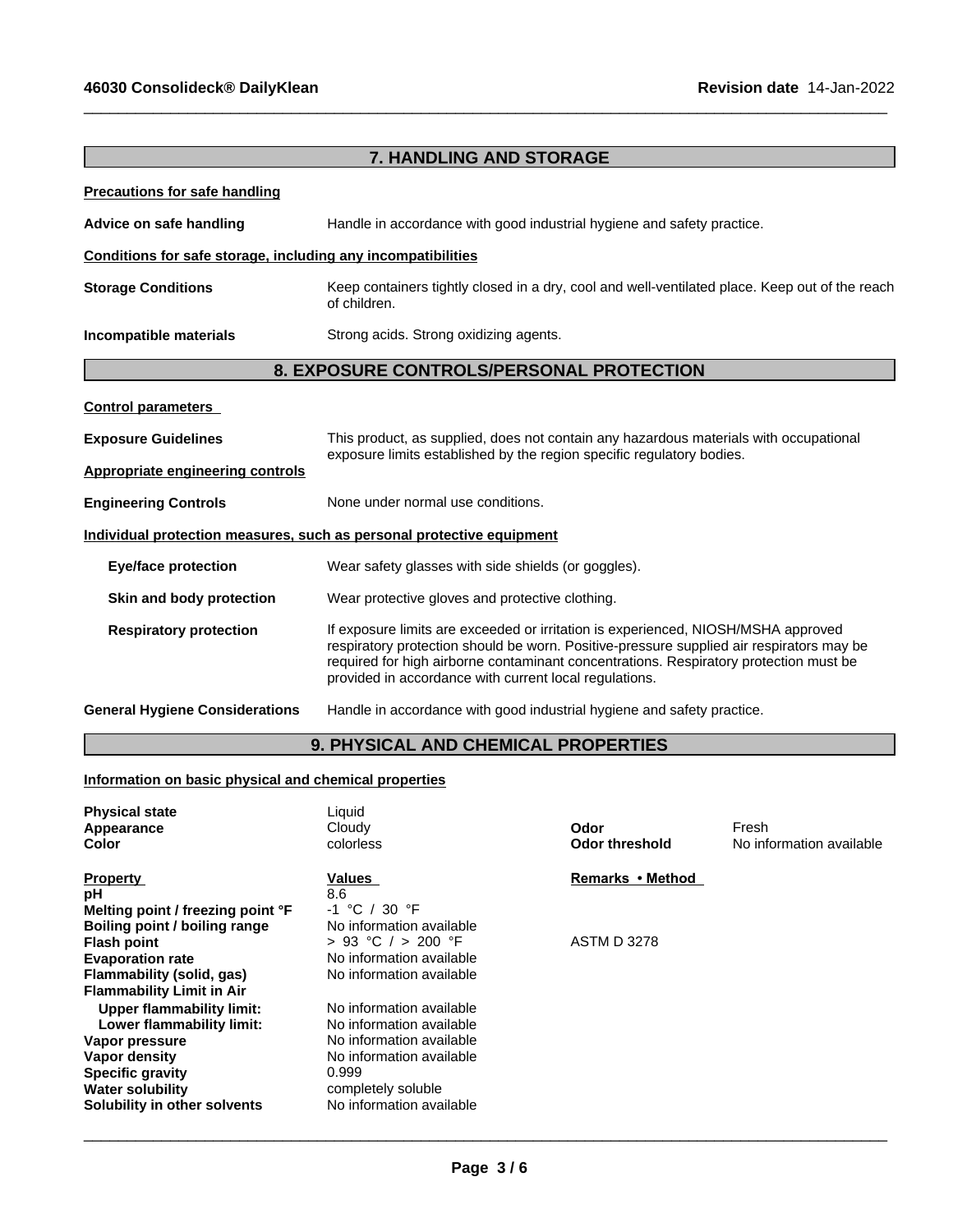## 7. HANDLING AND STORAGE

**Precautions for safe handling**

**Advice on safe handling** Handle in accordance with good industrial hygiene and safety practice.

**Conditions for safe storage, including any incompatibilities**

**Storage Conditions** Keep containers tightly closed in a dry, cool and well-ventilated place. Keep out of the reach of children.

**Incompatible materials** Strong acids. Strong oxidizing agents.

## 8. EXPOSURE CONTROLS/PERSONAL PROTECTION

**Control parameters**

**Exposure Guidelines** This product, as supplied, does not contain any hazardous materials with occupational exposure limits established by the region specific regulatory bodies.

**Appropriate engineering controls**

**Engineering Controls** None under normal use conditions.

**Individual protection measures, such as personal protective equipment**

**Eye/face protection** Wear safety glasses with side shields (or goggles).

**Skin and body protection** Wear protective gloves and protective clothing.

**Respiratory protection** If exposure limits are exceeded or irritation is experienced, NIOSH/MSHA approved respiratory protection should be worn. Positive-pressure supplied air respirators may be required for high airborne contaminant concentrations. Respiratory protection must be provided in accordance with current local regulations.

**General Hygiene Considerations** Handle in accordance with good industrial hygiene and safety practice.

## 9. PHYSICAL AND CHEMICAL PROPERTIES

**Information on basic physical and chemical properties**

| | | | |
|---|---|---|---|
| **Physical state** | Liquid | | |
| **Appearance** | Cloudy | **Odor** | Fresh |
| **Color** | colorless | **Odor threshold** | No information available |

| **Property** | **Values** | **Remarks • Method** |
|---|---|---|
| **pH** | 8.6 | |
| **Melting point / freezing point °F** | -1 °C / 30 °F | |
| **Boiling point / boiling range** | No information available | |
| **Flash point** | > 93 °C / > 200 °F | ASTM D 3278 |
| **Evaporation rate** | No information available | |
| **Flammability (solid, gas)** | No information available | |
| **Flammability Limit in Air** | | |
| **Upper flammability limit:** | No information available | |
| **Lower flammability limit:** | No information available | |
| **Vapor pressure** | No information available | |
| **Vapor density** | No information available | |
| **Specific gravity** | 0.999 | |
| **Water solubility** | completely soluble | |
| **Solubility in other solvents** | No information available | |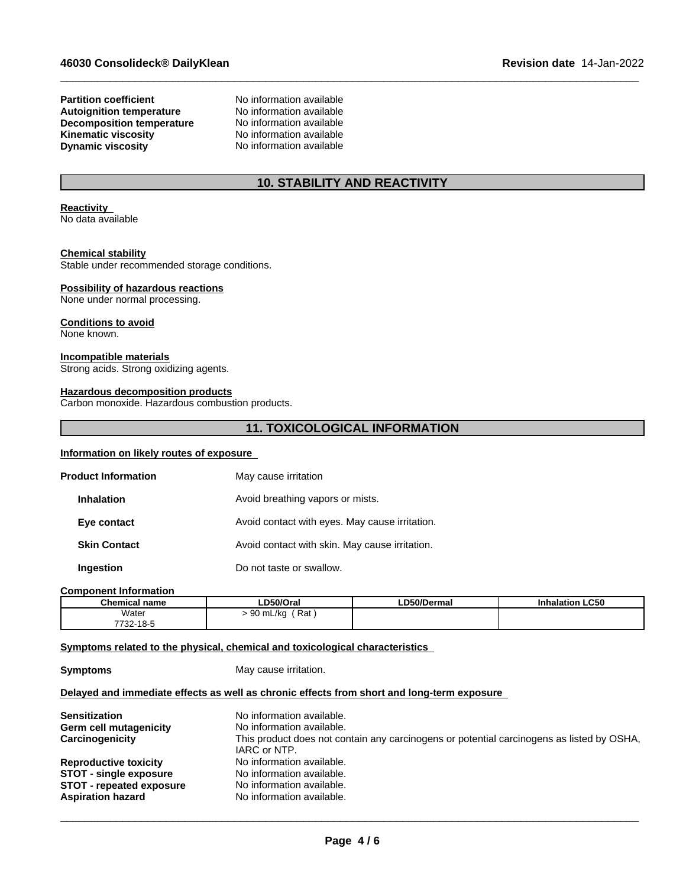| | |
|---|---|
| **Partition coefficient** | No information available |
| **Autoignition temperature** | No information available |
| **Decomposition temperature** | No information available |
| **Kinematic viscosity** | No information available |
| **Dynamic viscosity** | No information available |

## 10. STABILITY AND REACTIVITY

**Reactivity**
No data available

**Chemical stability**
Stable under recommended storage conditions.

**Possibility of hazardous reactions**
None under normal processing.

**Conditions to avoid**
None known.

**Incompatible materials**
Strong acids. Strong oxidizing agents.

**Hazardous decomposition products**
Carbon monoxide. Hazardous combustion products.

## 11. TOXICOLOGICAL INFORMATION

**Information on likely routes of exposure**

| | |
|---|---|
| **Product Information** | May cause irritation |
| **Inhalation** | Avoid breathing vapors or mists. |
| **Eye contact** | Avoid contact with eyes. May cause irritation. |
| **Skin Contact** | Avoid contact with skin. May cause irritation. |
| **Ingestion** | Do not taste or swallow. |

**Component Information**

| Chemical name | LD50/Oral | LD50/Dermal | Inhalation LC50 |
|---|---|---|---|
| Water 7732-18-5 | > 90 mL/kg ( Rat ) | | |

**Symptoms related to the physical, chemical and toxicological characteristics**

**Symptoms** May cause irritation.

**Delayed and immediate effects as well as chronic effects from short and long-term exposure**

| | |
|---|---|
| **Sensitization** | No information available. |
| **Germ cell mutagenicity** | No information available. |
| **Carcinogenicity** | This product does not contain any carcinogens or potential carcinogens as listed by OSHA, IARC or NTP. |
| **Reproductive toxicity** | No information available. |
| **STOT - single exposure** | No information available. |
| **STOT - repeated exposure** | No information available. |
| **Aspiration hazard** | No information available. |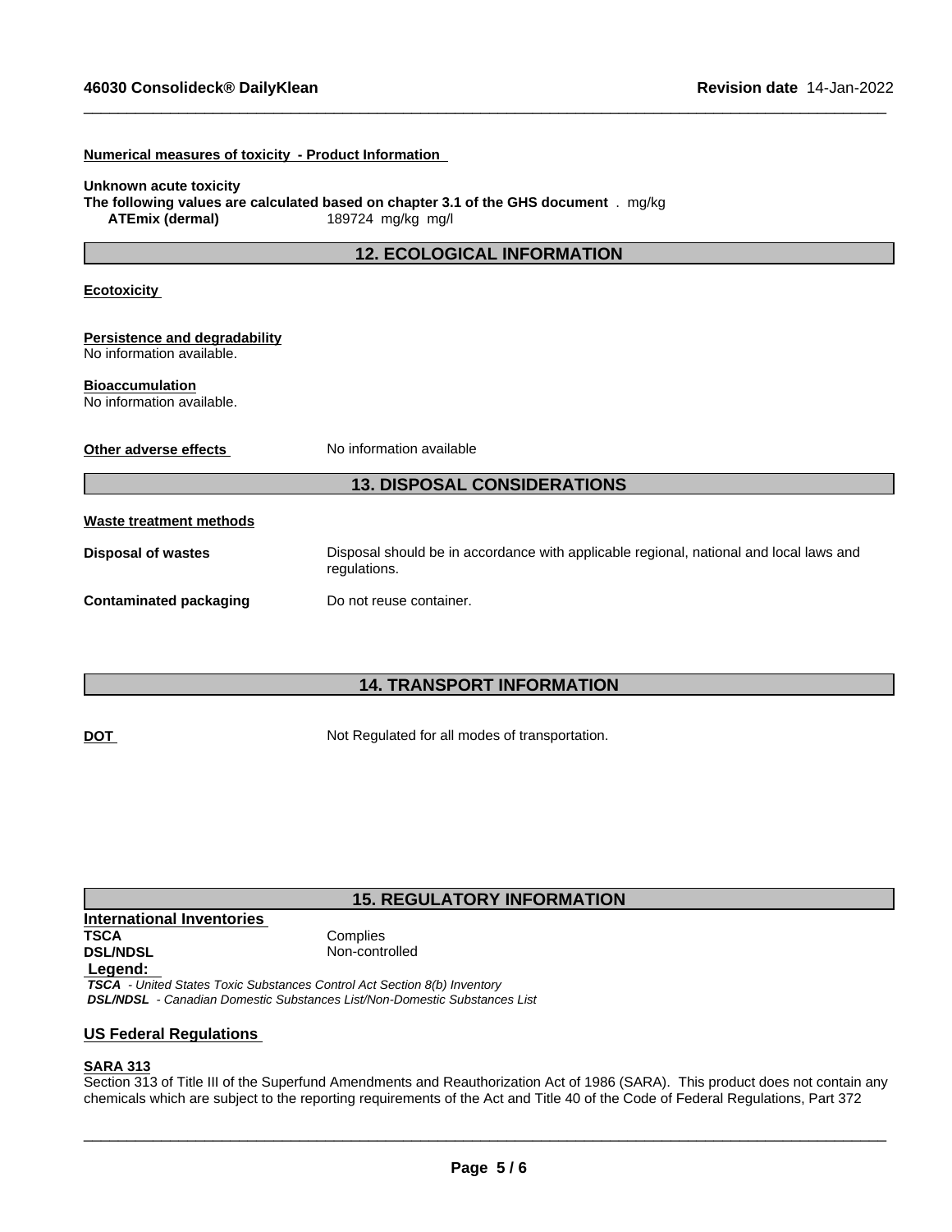**Numerical measures of toxicity - Product Information**

**Unknown acute toxicity**
**The following values are calculated based on chapter 3.1 of the GHS document** . mg/kg

| | |
|---|---|
| **ATEmix (dermal)** | 189724 mg/kg mg/l |

## 12. ECOLOGICAL INFORMATION

**Ecotoxicity**

**Persistence and degradability**
No information available.

**Bioaccumulation**
No information available.

**Other adverse effects** No information available

## 13. DISPOSAL CONSIDERATIONS

**Waste treatment methods**

| | |
|---|---|
| **Disposal of wastes** | Disposal should be in accordance with applicable regional, national and local laws and regulations. |
| **Contaminated packaging** | Do not reuse container. |

## 14. TRANSPORT INFORMATION

**DOT** Not Regulated for all modes of transportation.

## 15. REGULATORY INFORMATION

**International Inventories**

| | |
|---|---|
| **TSCA** | Complies |
| **DSL/NDSL** | Non-controlled |

**Legend:**
***TSCA*** *- United States Toxic Substances Control Act Section 8(b) Inventory*
***DSL/NDSL*** *- Canadian Domestic Substances List/Non-Domestic Substances List*

**US Federal Regulations**

**SARA 313**
Section 313 of Title III of the Superfund Amendments and Reauthorization Act of 1986 (SARA). This product does not contain any chemicals which are subject to the reporting requirements of the Act and Title 40 of the Code of Federal Regulations, Part 372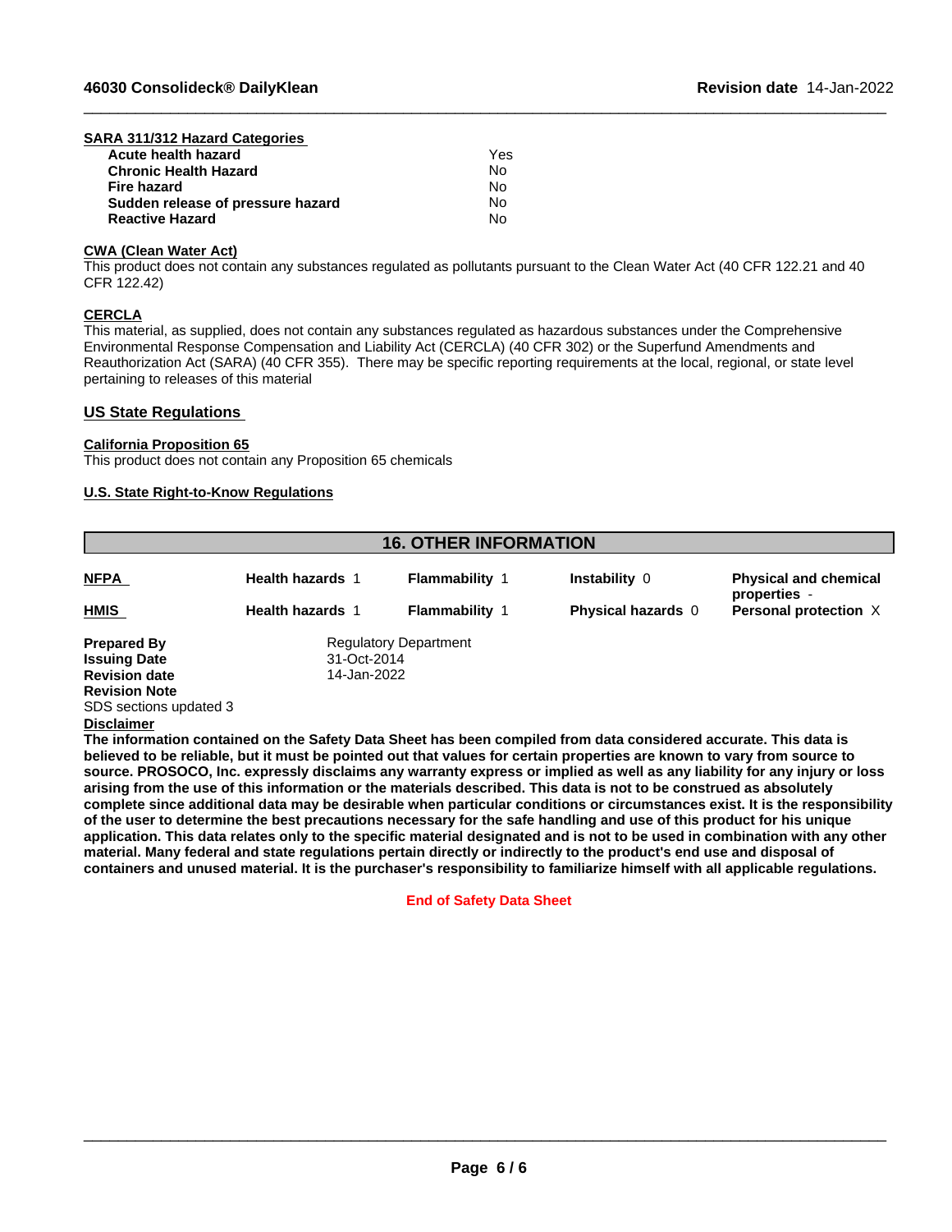**SARA 311/312 Hazard Categories**

| | |
|---|---|
| **Acute health hazard** | Yes |
| **Chronic Health Hazard** | No |
| **Fire hazard** | No |
| **Sudden release of pressure hazard** | No |
| **Reactive Hazard** | No |

**CWA (Clean Water Act)**

This product does not contain any substances regulated as pollutants pursuant to the Clean Water Act (40 CFR 122.21 and 40 CFR 122.42)

**CERCLA**

This material, as supplied, does not contain any substances regulated as hazardous substances under the Comprehensive Environmental Response Compensation and Liability Act (CERCLA) (40 CFR 302) or the Superfund Amendments and Reauthorization Act (SARA) (40 CFR 355). There may be specific reporting requirements at the local, regional, or state level pertaining to releases of this material

## US State Regulations

**California Proposition 65**

This product does not contain any Proposition 65 chemicals

**U.S. State Right-to-Know Regulations**

## 16. OTHER INFORMATION

| | | | | |
|---|---|---|---|---|
| **NFPA** | **Health hazards** 1 | **Flammability** 1 | **Instability** 0 | **Physical and chemical properties** - |
| **HMIS** | **Health hazards** 1 | **Flammability** 1 | **Physical hazards** 0 | **Personal protection** X |

| | |
|---|---|
| **Prepared By** | Regulatory Department |
| **Issuing Date** | 31-Oct-2014 |
| **Revision date** | 14-Jan-2022 |
| **Revision Note** | |

SDS sections updated 3

**Disclaimer**

**The information contained on the Safety Data Sheet has been compiled from data considered accurate. This data is believed to be reliable, but it must be pointed out that values for certain properties are known to vary from source to source. PROSOCO, Inc. expressly disclaims any warranty express or implied as well as any liability for any injury or loss arising from the use of this information or the materials described. This data is not to be construed as absolutely complete since additional data may be desirable when particular conditions or circumstances exist. It is the responsibility of the user to determine the best precautions necessary for the safe handling and use of this product for his unique application. This data relates only to the specific material designated and is not to be used in combination with any other material. Many federal and state regulations pertain directly or indirectly to the product's end use and disposal of containers and unused material. It is the purchaser's responsibility to familiarize himself with all applicable regulations.**

**End of Safety Data Sheet**